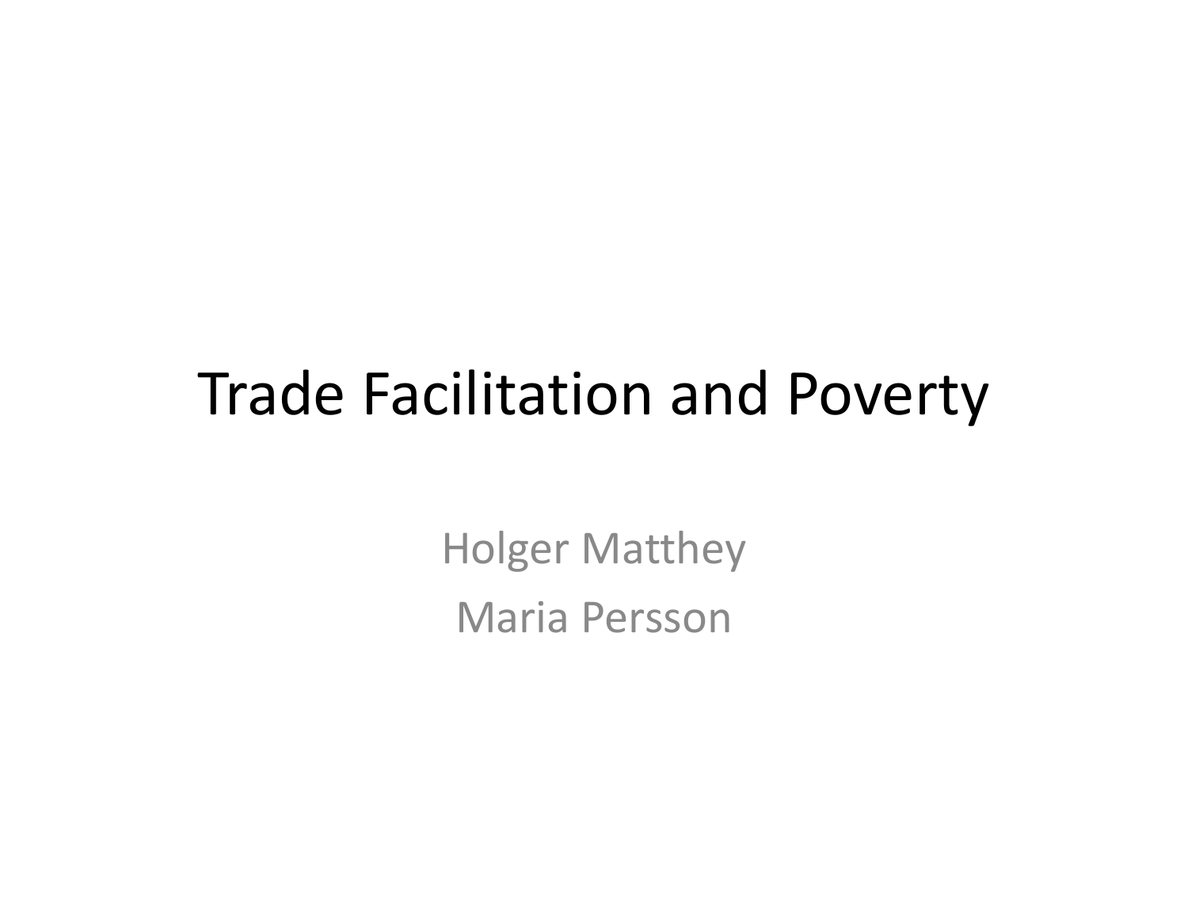# Trade Facilitation and Poverty

Holger Matthey

Maria Persson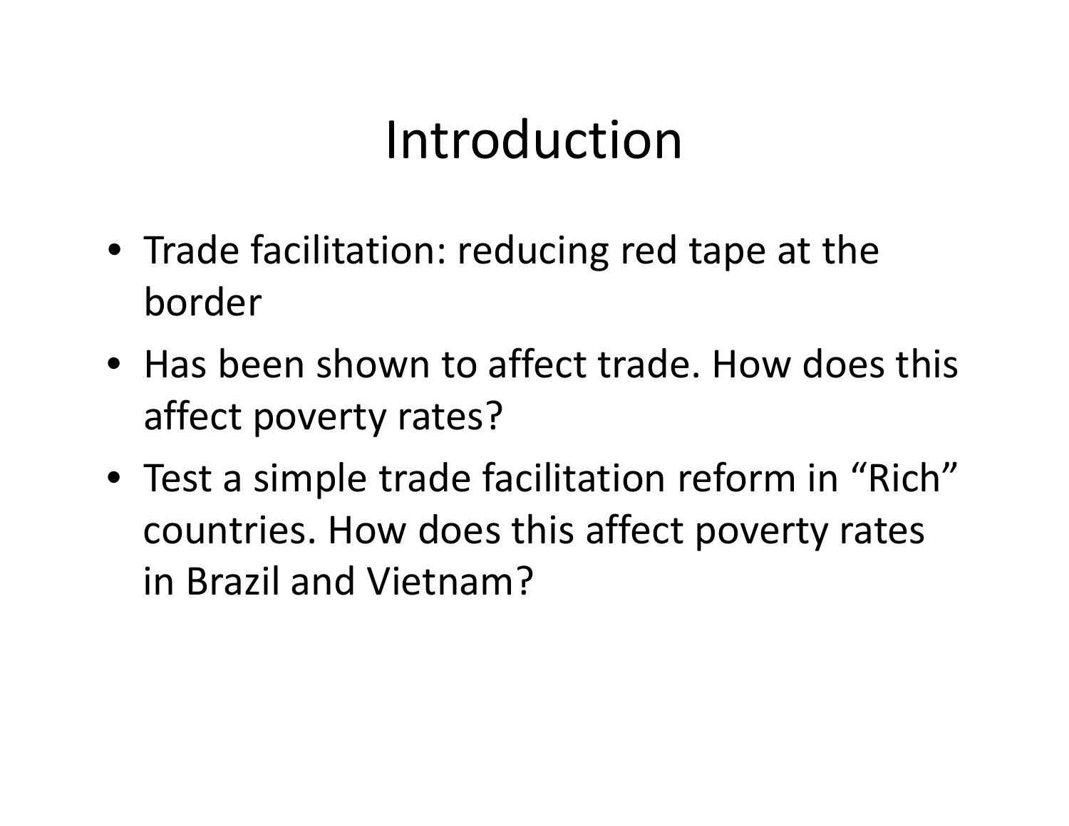# Introduction

- Trade facilitation: reducing red tape at the border
- Has been shown to affect trade. How does this affect poverty rates?
- Test a simple trade facilitation reform in "Rich" countries. How does this affect poverty rates in Brazil and Vietnam?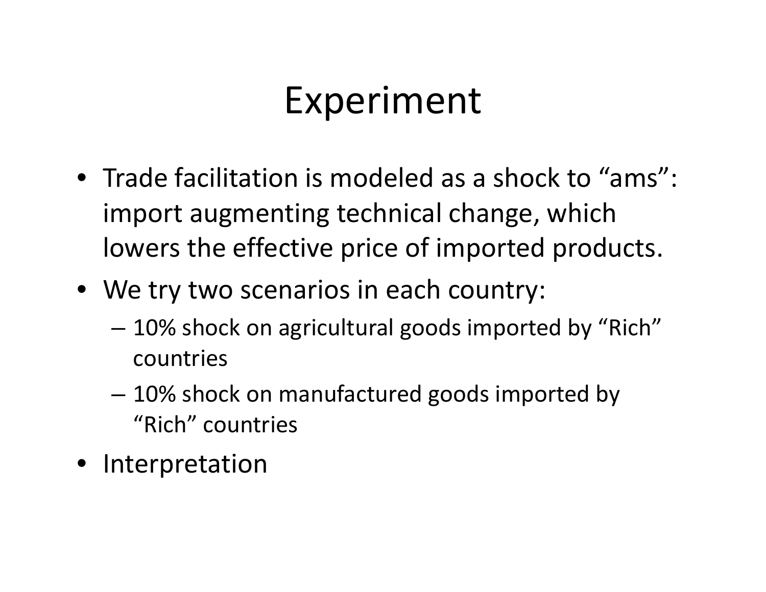# Experiment

- Trade facilitation is modeled as a shock to "ams": import augmenting technical change, which lowers the effective price of imported products.
- We try two scenarios in each country:
  - 10% shock on agricultural goods imported by "Rich" countries
  - 10% shock on manufactured goods imported by "Rich" countries
- Interpretation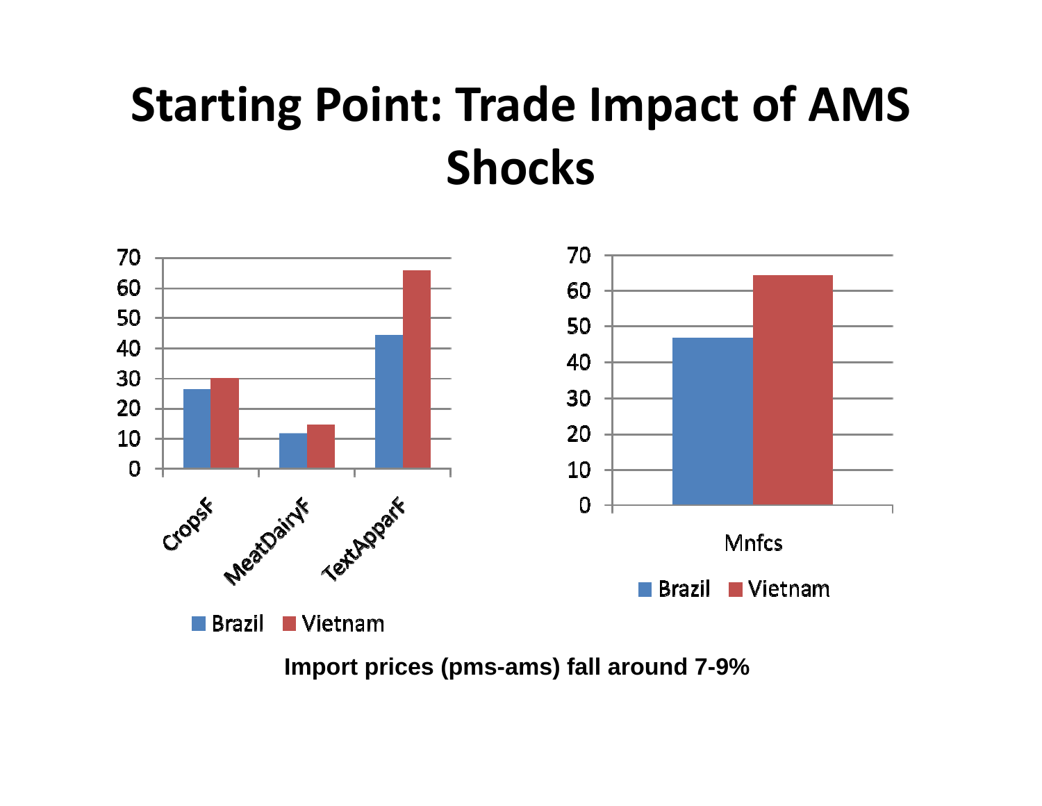# Starting Point: Trade Impact of AMS Shocks

**Import prices (pms-ams) fall around 7-9%**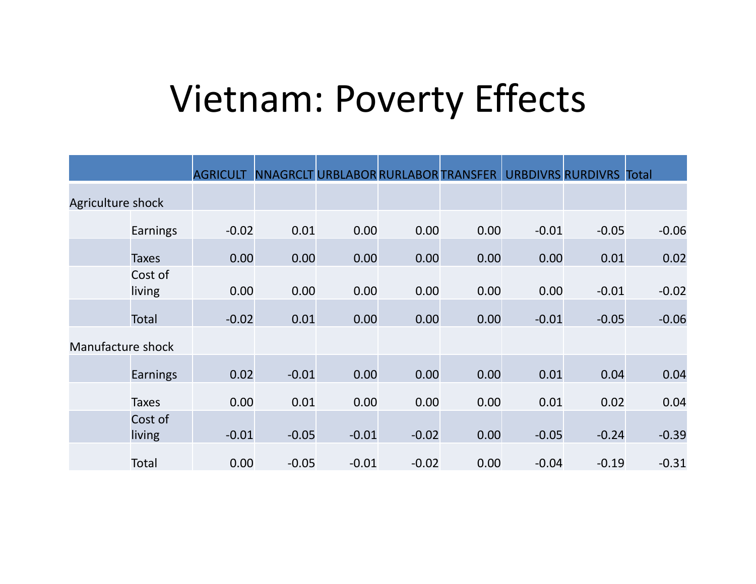# Vietnam: Poverty Effects

| | | AGRICULT | NNAGRCLT | URBLABOR | RURLABOR | TRANSFER | URBDIVRS | RURDIVRS | Total |
|---|---|---|---|---|---|---|---|---|---|
| Agriculture shock | | | | | | | | | |
| | Earnings | -0.02 | 0.01 | 0.00 | 0.00 | 0.00 | -0.01 | -0.05 | -0.06 |
| | Taxes | 0.00 | 0.00 | 0.00 | 0.00 | 0.00 | 0.00 | 0.01 | 0.02 |
| | Cost of living | 0.00 | 0.00 | 0.00 | 0.00 | 0.00 | 0.00 | -0.01 | -0.02 |
| | Total | -0.02 | 0.01 | 0.00 | 0.00 | 0.00 | -0.01 | -0.05 | -0.06 |
| Manufacture shock | | | | | | | | | |
| | Earnings | 0.02 | -0.01 | 0.00 | 0.00 | 0.00 | 0.01 | 0.04 | 0.04 |
| | Taxes | 0.00 | 0.01 | 0.00 | 0.00 | 0.00 | 0.01 | 0.02 | 0.04 |
| | Cost of living | -0.01 | -0.05 | -0.01 | -0.02 | 0.00 | -0.05 | -0.24 | -0.39 |
| | Total | 0.00 | -0.05 | -0.01 | -0.02 | 0.00 | -0.04 | -0.19 | -0.31 |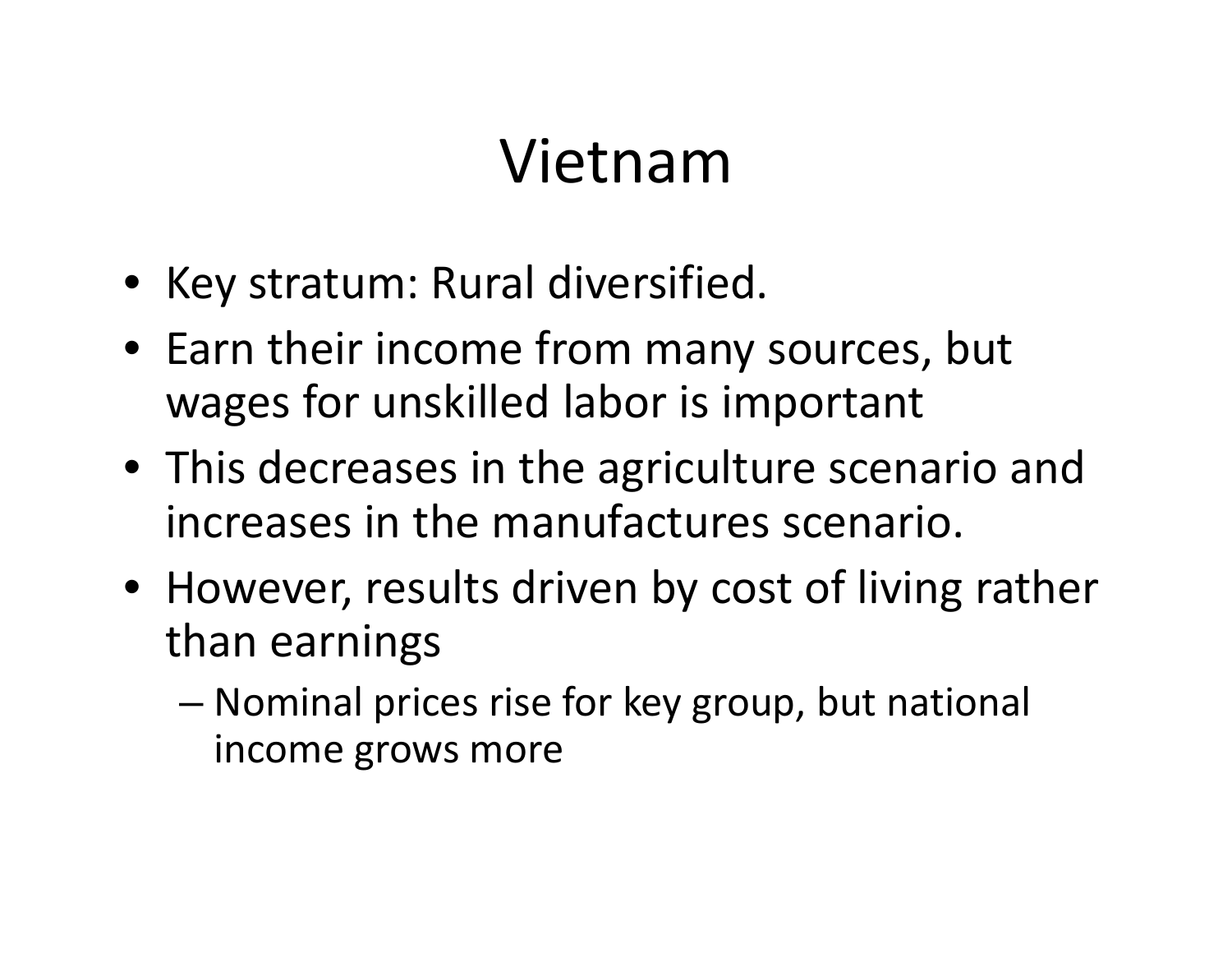# Vietnam

- Key stratum: Rural diversified.
- Earn their income from many sources, but wages for unskilled labor is important
- This decreases in the agriculture scenario and increases in the manufactures scenario.
- However, results driven by cost of living rather than earnings
  - Nominal prices rise for key group, but national income grows more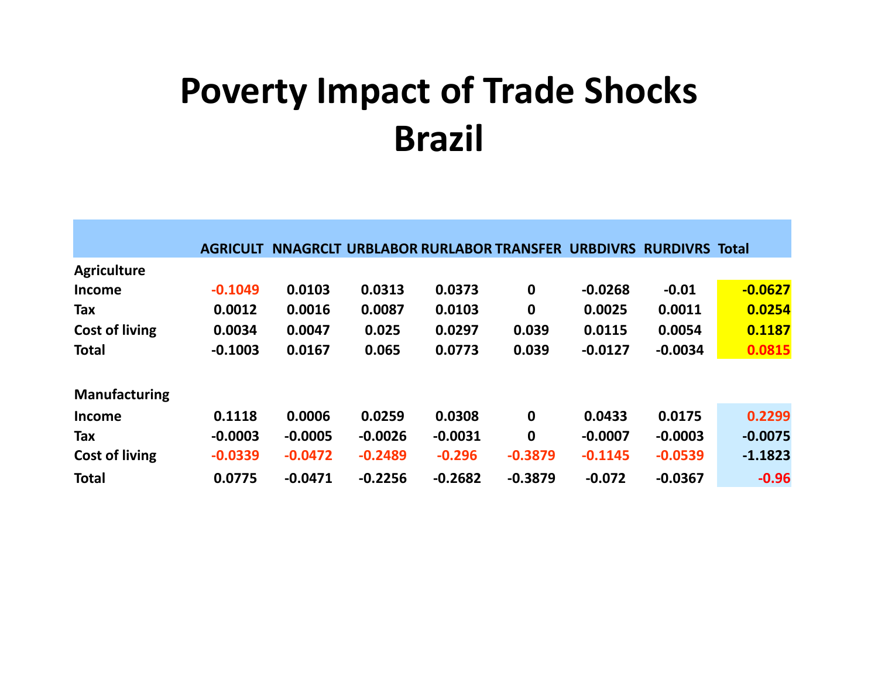# Poverty Impact of Trade Shocks
# Brazil

| | AGRICULT | NNAGRCLT | URBLABOR | RURLABOR | TRANSFER | URBDIVRS | RURDIVRS | Total |
|---|---|---|---|---|---|---|---|---|
| **Agriculture** | | | | | | | | |
| **Income** | -0.1049 | 0.0103 | 0.0313 | 0.0373 | 0 | -0.0268 | -0.01 | -0.0627 |
| **Tax** | 0.0012 | 0.0016 | 0.0087 | 0.0103 | 0 | 0.0025 | 0.0011 | 0.0254 |
| **Cost of living** | 0.0034 | 0.0047 | 0.025 | 0.0297 | 0.039 | 0.0115 | 0.0054 | 0.1187 |
| **Total** | -0.1003 | 0.0167 | 0.065 | 0.0773 | 0.039 | -0.0127 | -0.0034 | 0.0815 |
| | | | | | | | | |
| **Manufacturing** | | | | | | | | |
| **Income** | 0.1118 | 0.0006 | 0.0259 | 0.0308 | 0 | 0.0433 | 0.0175 | 0.2299 |
| **Tax** | -0.0003 | -0.0005 | -0.0026 | -0.0031 | 0 | -0.0007 | -0.0003 | -0.0075 |
| **Cost of living** | -0.0339 | -0.0472 | -0.2489 | -0.296 | -0.3879 | -0.1145 | -0.0539 | -1.1823 |
| **Total** | 0.0775 | -0.0471 | -0.2256 | -0.2682 | -0.3879 | -0.072 | -0.0367 | -0.96 |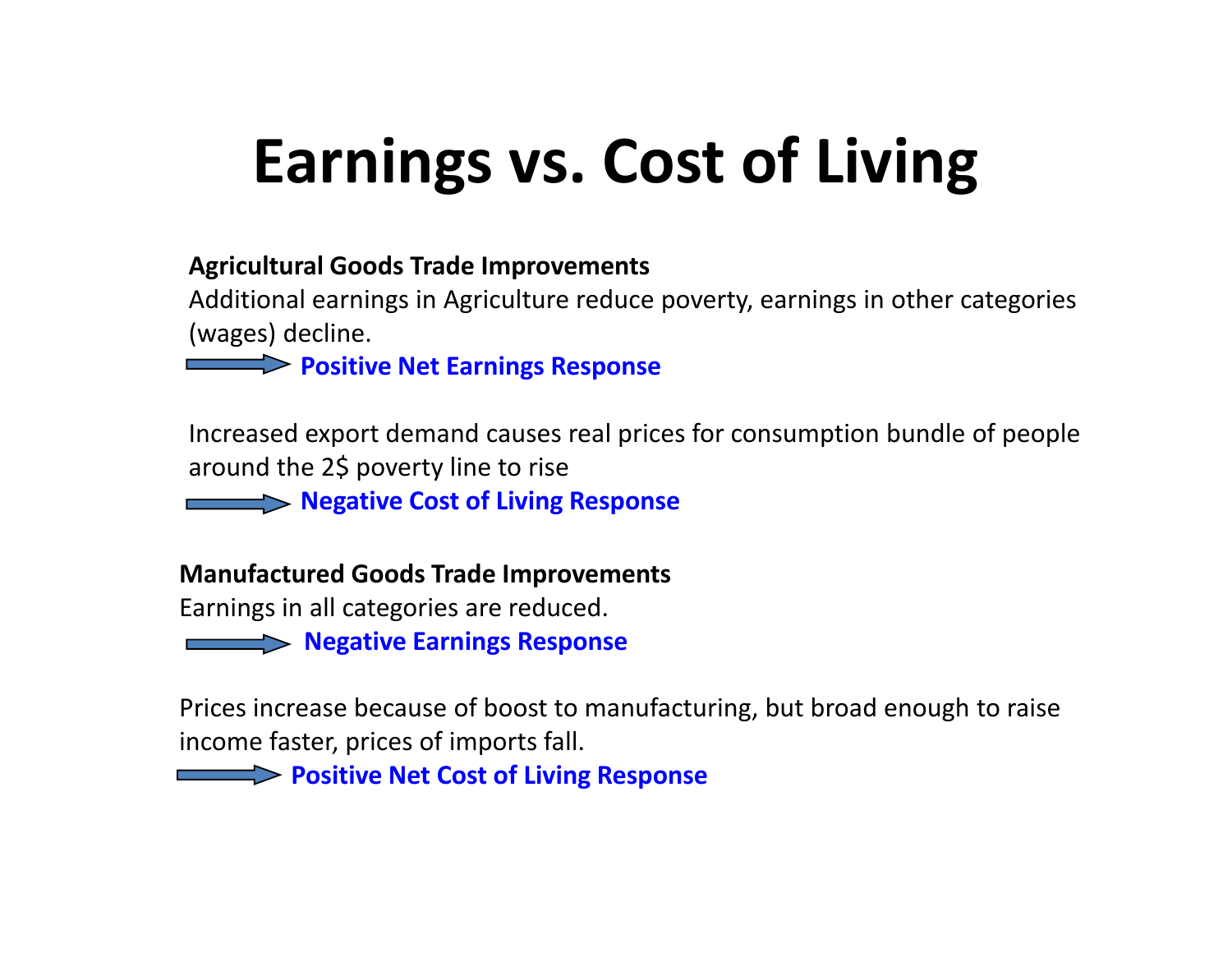# Earnings vs. Cost of Living

**Agricultural Goods Trade Improvements**

Additional earnings in Agriculture reduce poverty, earnings in other categories (wages) decline.

→ **Positive Net Earnings Response**

Increased export demand causes real prices for consumption bundle of people around the 2$ poverty line to rise

→ **Negative Cost of Living Response**

**Manufactured Goods Trade Improvements**

Earnings in all categories are reduced.

→ **Negative Earnings Response**

Prices increase because of boost to manufacturing, but broad enough to raise income faster, prices of imports fall.

→ **Positive Net Cost of Living Response**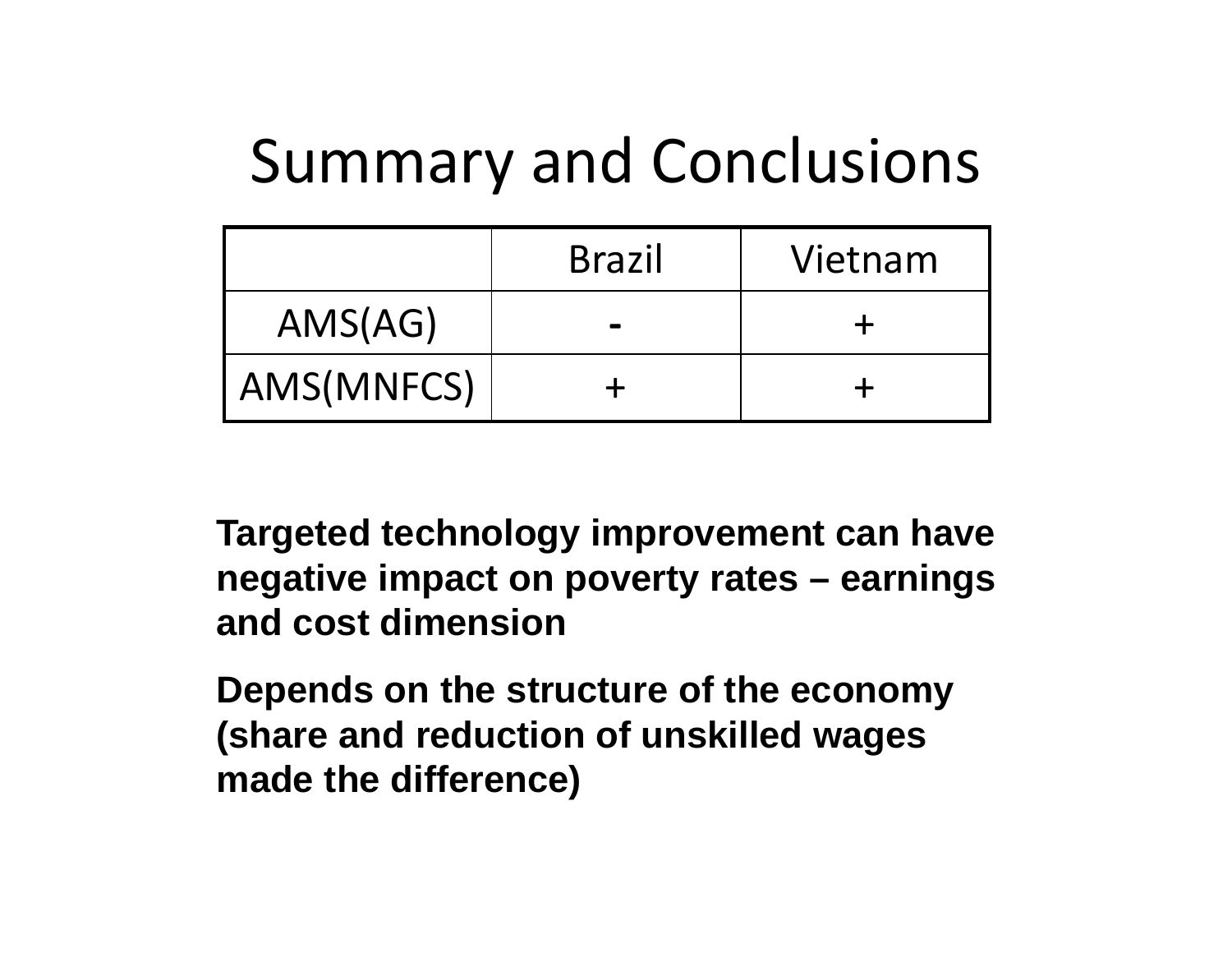# Summary and Conclusions

| | Brazil | Vietnam |
|---|---|---|
| AMS(AG) | - | + |
| AMS(MNFCS) | + | + |

**Targeted technology improvement can have negative impact on poverty rates – earnings and cost dimension**

**Depends on the structure of the economy (share and reduction of unskilled wages made the difference)**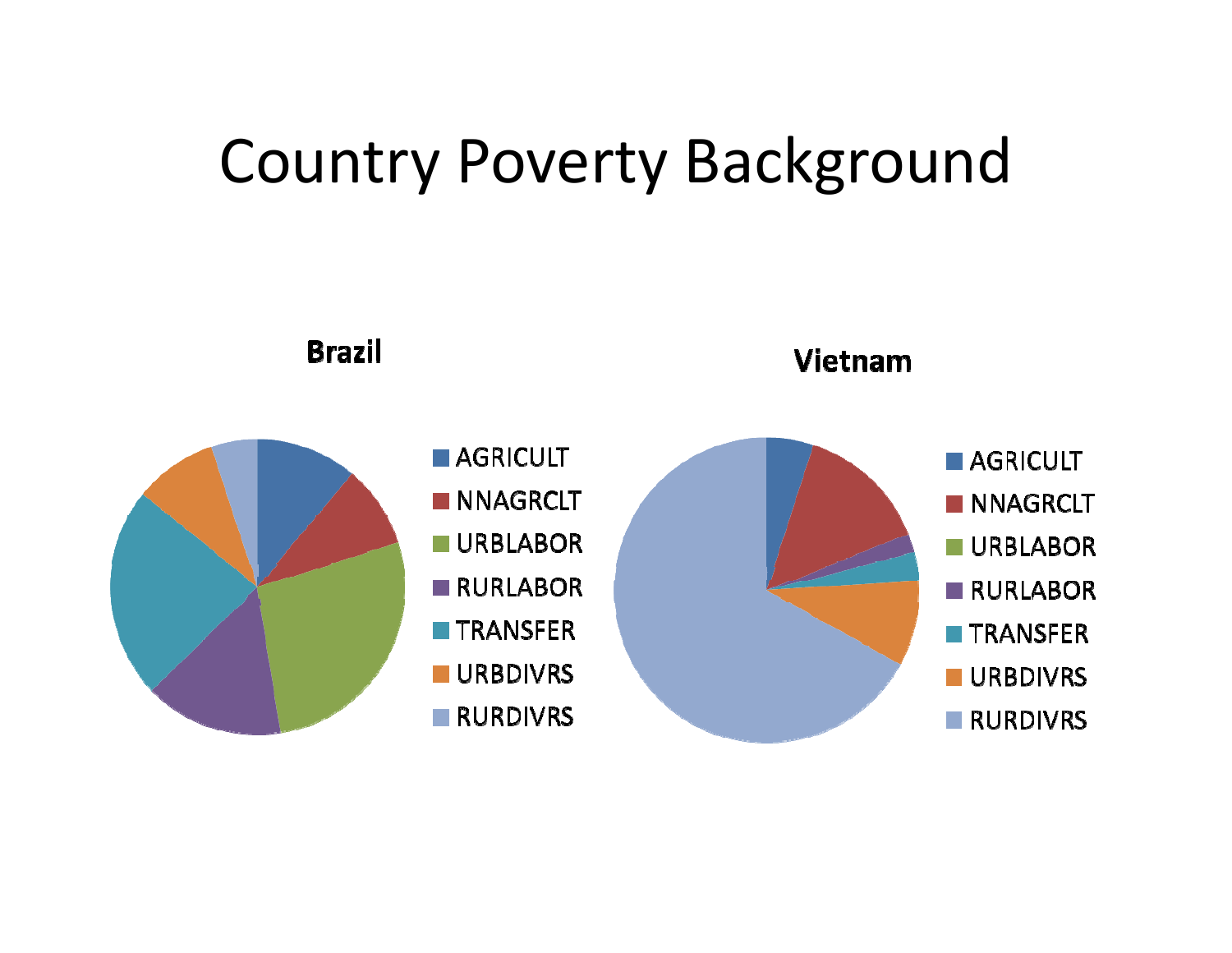# Country Poverty Background

**Brazil**

AGRICULT
NNAGRCLT
URBLABOR
RURLABOR
TRANSFER
URBDIVRS
RURDIVRS

**Vietnam**

AGRICULT
NNAGRCLT
URBLABOR
RURLABOR
TRANSFER
URBDIVRS
RURDIVRS